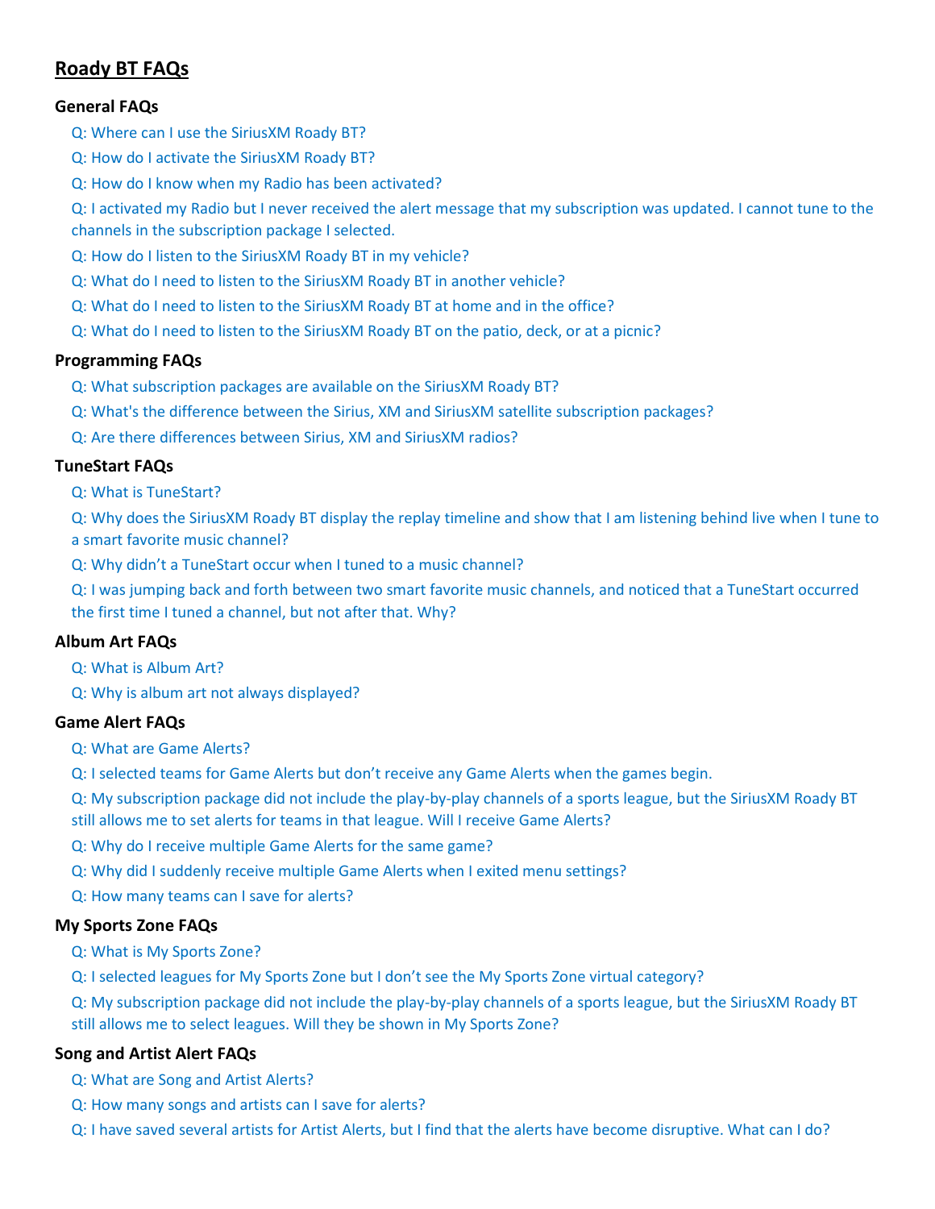# Roady BT FAQs

### General FAQs

- Q: Where can I use the SiriusXM Roady BT?
- Q: How do I activate the SiriusXM Roady BT?
- Q: How do I know when my Radio has been activated?
- Q: I activated my Radio but I never received the alert message that my subscription was updated. I cannot tune to the channels in the subscription package I selected.
- Q: How do I listen to the SiriusXM Roady BT in my vehicle?
- Q: What do I need to listen to the SiriusXM Roady BT in another vehicle?
- Q: What do I need to listen to the SiriusXM Roady BT at home and in the office?
- Q: What do I need to listen to the SiriusXM Roady BT on the patio, deck, or at a picnic?

### Programming FAQs

- Q: What subscription packages are available on the SiriusXM Roady BT?
- Q: What's the difference between the Sirius, XM and SiriusXM satellite subscription packages?
- Q: Are there differences between Sirius, XM and SiriusXM radios?

### TuneStart FAQs

- Q: What is TuneStart?
- Q: Why does the SiriusXM Roady BT display the replay timeline and show that I am listening behind live when I tune to a smart favorite music channel?
- Q: Why didn't a TuneStart occur when I tuned to a music channel?
- Q: I was jumping back and forth between two smart favorite music channels, and noticed that a TuneStart occurred the first time I tuned a channel, but not after that. Why?

### Album Art FAQs

- Q: What is Album Art?
- Q: Why is album art not always displayed?

### Game Alert FAQs

- Q: What are Game Alerts?
- Q: I selected teams for Game Alerts but don't receive any Game Alerts when the games begin.
- Q: My subscription package did not include the play-by-play channels of a sports league, but the SiriusXM Roady BT still allows me to set alerts for teams in that league. Will I receive Game Alerts?
- Q: Why do I receive multiple Game Alerts for the same game?
- Q: Why did I suddenly receive multiple Game Alerts when I exited menu settings?
- Q: How many teams can I save for alerts?

### My Sports Zone FAQs

- Q: What is My Sports Zone?
- Q: I selected leagues for My Sports Zone but I don't see the My Sports Zone virtual category?
- Q: My subscription package did not include the play-by-play channels of a sports league, but the SiriusXM Roady BT still allows me to select leagues. Will they be shown in My Sports Zone?

### Song and Artist Alert FAQs

- Q: What are Song and Artist Alerts?
- Q: How many songs and artists can I save for alerts?
- Q: I have saved several artists for Artist Alerts, but I find that the alerts have become disruptive. What can I do?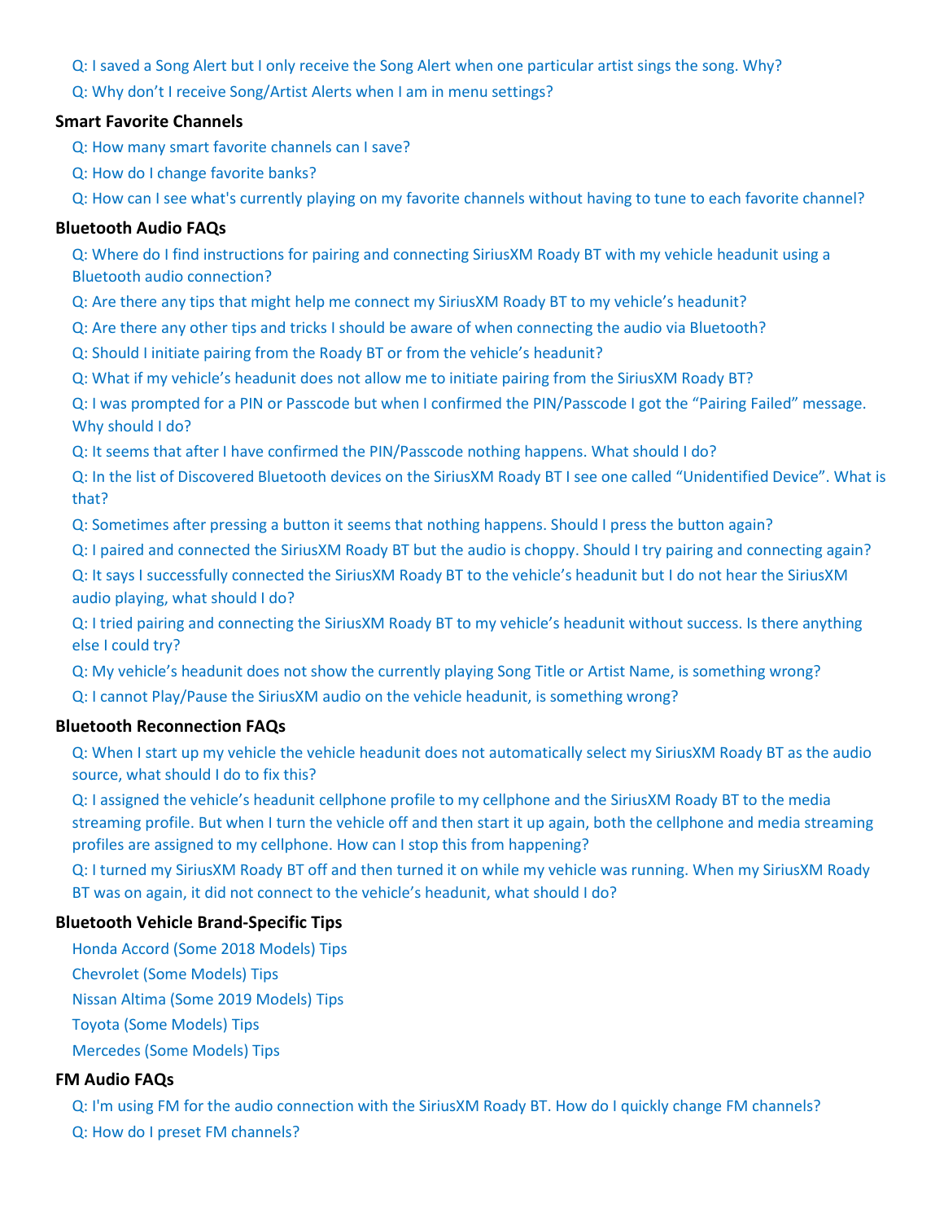Q: I saved a Song Alert but I only receive the Song Alert when one particular artist sings the song. Why?

Q: Why don't I receive Song/Artist Alerts when I am in menu settings?

### Smart Favorite Channels

Q: How many smart favorite channels can I save?

Q: How do I change favorite banks?

Q: How can I see what's currently playing on my favorite channels without having to tune to each favorite channel?

### Bluetooth Audio FAQs

Q: Where do I find instructions for pairing and connecting SiriusXM Roady BT with my vehicle headunit using a Bluetooth audio connection?

Q: Are there any tips that might help me connect my SiriusXM Roady BT to my vehicle's headunit?

Q: Are there any other tips and tricks I should be aware of when connecting the audio via Bluetooth?

Q: Should I initiate pairing from the Roady BT or from the vehicle's headunit?

Q: What if my vehicle's headunit does not allow me to initiate pairing from the SiriusXM Roady BT?

Q: I was prompted for a PIN or Passcode but when I confirmed the PIN/Passcode I got the "Pairing Failed" message. Why should I do?

Q: It seems that after I have confirmed the PIN/Passcode nothing happens. What should I do?

Q: In the list of Discovered Bluetooth devices on the SiriusXM Roady BT I see one called "Unidentified Device". What is that?

Q: Sometimes after pressing a button it seems that nothing happens. Should I press the button again?

Q: I paired and connected the SiriusXM Roady BT but the audio is choppy. Should I try pairing and connecting again?

Q: It says I successfully connected the SiriusXM Roady BT to the vehicle's headunit but I do not hear the SiriusXM audio playing, what should I do?

Q: I tried pairing and connecting the SiriusXM Roady BT to my vehicle's headunit without success. Is there anything else I could try?

Q: My vehicle's headunit does not show the currently playing Song Title or Artist Name, is something wrong?

Q: I cannot Play/Pause the SiriusXM audio on the vehicle headunit, is something wrong?

### Bluetooth Reconnection FAQs

Q: When I start up my vehicle the vehicle headunit does not automatically select my SiriusXM Roady BT as the audio source, what should I do to fix this?

Q: I assigned the vehicle's headunit cellphone profile to my cellphone and the SiriusXM Roady BT to the media streaming profile. But when I turn the vehicle off and then start it up again, both the cellphone and media streaming profiles are assigned to my cellphone. How can I stop this from happening?

Q: I turned my SiriusXM Roady BT off and then turned it on while my vehicle was running. When my SiriusXM Roady BT was on again, it did not connect to the vehicle's headunit, what should I do?

### Bluetooth Vehicle Brand-Specific Tips

Honda Accord (Some 2018 Models) Tips

Chevrolet (Some Models) Tips

Nissan Altima (Some 2019 Models) Tips

Toyota (Some Models) Tips

Mercedes (Some Models) Tips

### FM Audio FAQs

Q: I'm using FM for the audio connection with the SiriusXM Roady BT. How do I quickly change FM channels?

Q: How do I preset FM channels?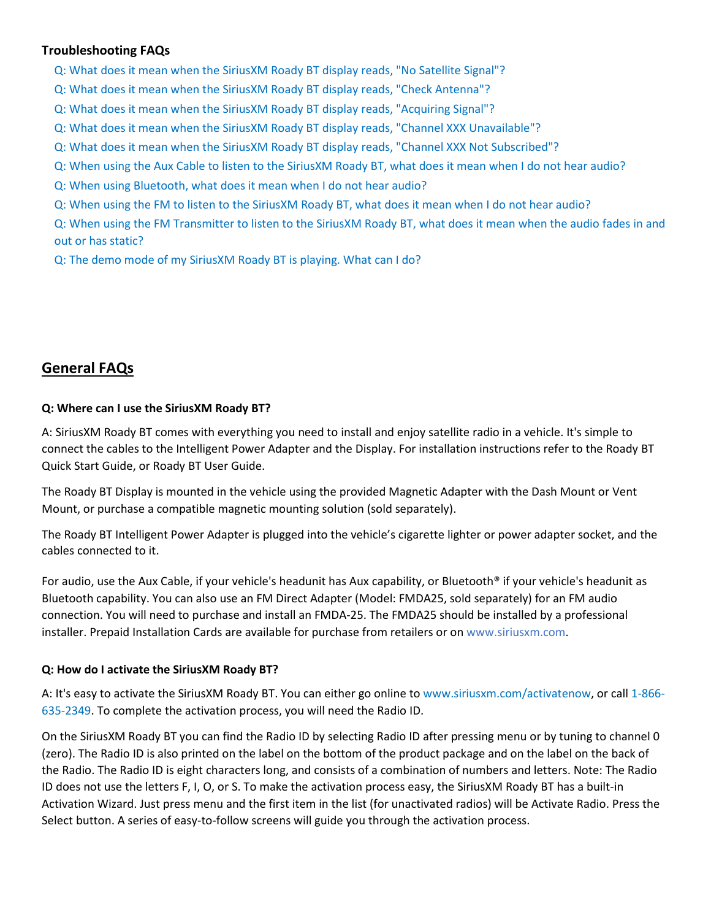**Troubleshooting FAQs**

Q: What does it mean when the SiriusXM Roady BT display reads, "No Satellite Signal"?

Q: What does it mean when the SiriusXM Roady BT display reads, "Check Antenna"?

Q: What does it mean when the SiriusXM Roady BT display reads, "Acquiring Signal"?

Q: What does it mean when the SiriusXM Roady BT display reads, "Channel XXX Unavailable"?

Q: What does it mean when the SiriusXM Roady BT display reads, "Channel XXX Not Subscribed"?

Q: When using the Aux Cable to listen to the SiriusXM Roady BT, what does it mean when I do not hear audio?

Q: When using Bluetooth, what does it mean when I do not hear audio?

Q: When using the FM to listen to the SiriusXM Roady BT, what does it mean when I do not hear audio?

Q: When using the FM Transmitter to listen to the SiriusXM Roady BT, what does it mean when the audio fades in and out or has static?

Q: The demo mode of my SiriusXM Roady BT is playing. What can I do?

## General FAQs

**Q: Where can I use the SiriusXM Roady BT?**

A: SiriusXM Roady BT comes with everything you need to install and enjoy satellite radio in a vehicle. It's simple to connect the cables to the Intelligent Power Adapter and the Display. For installation instructions refer to the Roady BT Quick Start Guide, or Roady BT User Guide.

The Roady BT Display is mounted in the vehicle using the provided Magnetic Adapter with the Dash Mount or Vent Mount, or purchase a compatible magnetic mounting solution (sold separately).

The Roady BT Intelligent Power Adapter is plugged into the vehicle's cigarette lighter or power adapter socket, and the cables connected to it.

For audio, use the Aux Cable, if your vehicle's headunit has Aux capability, or Bluetooth® if your vehicle's headunit as Bluetooth capability. You can also use an FM Direct Adapter (Model: FMDA25, sold separately) for an FM audio connection. You will need to purchase and install an FMDA-25. The FMDA25 should be installed by a professional installer. Prepaid Installation Cards are available for purchase from retailers or on www.siriusxm.com.

**Q: How do I activate the SiriusXM Roady BT?**

A: It's easy to activate the SiriusXM Roady BT. You can either go online to www.siriusxm.com/activatenow, or call 1-866-635-2349. To complete the activation process, you will need the Radio ID.

On the SiriusXM Roady BT you can find the Radio ID by selecting Radio ID after pressing menu or by tuning to channel 0 (zero). The Radio ID is also printed on the label on the bottom of the product package and on the label on the back of the Radio. The Radio ID is eight characters long, and consists of a combination of numbers and letters. Note: The Radio ID does not use the letters F, I, O, or S. To make the activation process easy, the SiriusXM Roady BT has a built-in Activation Wizard. Just press menu and the first item in the list (for unactivated radios) will be Activate Radio. Press the Select button. A series of easy-to-follow screens will guide you through the activation process.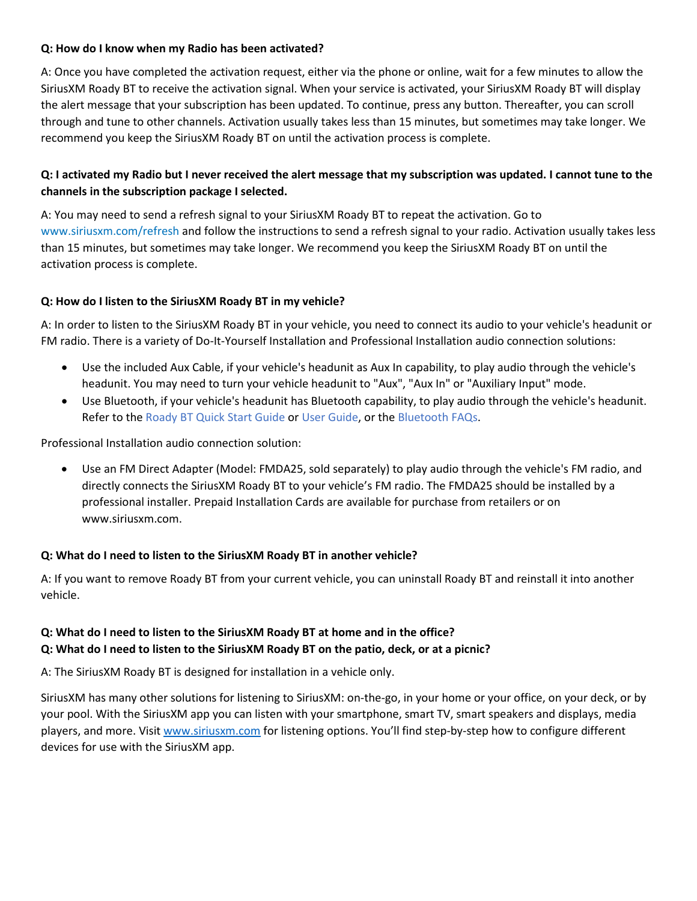**Q: How do I know when my Radio has been activated?**

A: Once you have completed the activation request, either via the phone or online, wait for a few minutes to allow the SiriusXM Roady BT to receive the activation signal. When your service is activated, your SiriusXM Roady BT will display the alert message that your subscription has been updated. To continue, press any button. Thereafter, you can scroll through and tune to other channels. Activation usually takes less than 15 minutes, but sometimes may take longer. We recommend you keep the SiriusXM Roady BT on until the activation process is complete.

**Q: I activated my Radio but I never received the alert message that my subscription was updated. I cannot tune to the channels in the subscription package I selected.**

A: You may need to send a refresh signal to your SiriusXM Roady BT to repeat the activation. Go to www.siriusxm.com/refresh and follow the instructions to send a refresh signal to your radio. Activation usually takes less than 15 minutes, but sometimes may take longer. We recommend you keep the SiriusXM Roady BT on until the activation process is complete.

**Q: How do I listen to the SiriusXM Roady BT in my vehicle?**

A: In order to listen to the SiriusXM Roady BT in your vehicle, you need to connect its audio to your vehicle's headunit or FM radio. There is a variety of Do-It-Yourself Installation and Professional Installation audio connection solutions:

- Use the included Aux Cable, if your vehicle's headunit as Aux In capability, to play audio through the vehicle's headunit. You may need to turn your vehicle headunit to "Aux", "Aux In" or "Auxiliary Input" mode.
- Use Bluetooth, if your vehicle's headunit has Bluetooth capability, to play audio through the vehicle's headunit. Refer to the Roady BT Quick Start Guide or User Guide, or the Bluetooth FAQs.

Professional Installation audio connection solution:

- Use an FM Direct Adapter (Model: FMDA25, sold separately) to play audio through the vehicle's FM radio, and directly connects the SiriusXM Roady BT to your vehicle's FM radio. The FMDA25 should be installed by a professional installer. Prepaid Installation Cards are available for purchase from retailers or on www.siriusxm.com.

**Q: What do I need to listen to the SiriusXM Roady BT in another vehicle?**

A: If you want to remove Roady BT from your current vehicle, you can uninstall Roady BT and reinstall it into another vehicle.

**Q: What do I need to listen to the SiriusXM Roady BT at home and in the office?**
**Q: What do I need to listen to the SiriusXM Roady BT on the patio, deck, or at a picnic?**

A: The SiriusXM Roady BT is designed for installation in a vehicle only.

SiriusXM has many other solutions for listening to SiriusXM: on-the-go, in your home or your office, on your deck, or by your pool. With the SiriusXM app you can listen with your smartphone, smart TV, smart speakers and displays, media players, and more. Visit www.siriusxm.com for listening options. You'll find step-by-step how to configure different devices for use with the SiriusXM app.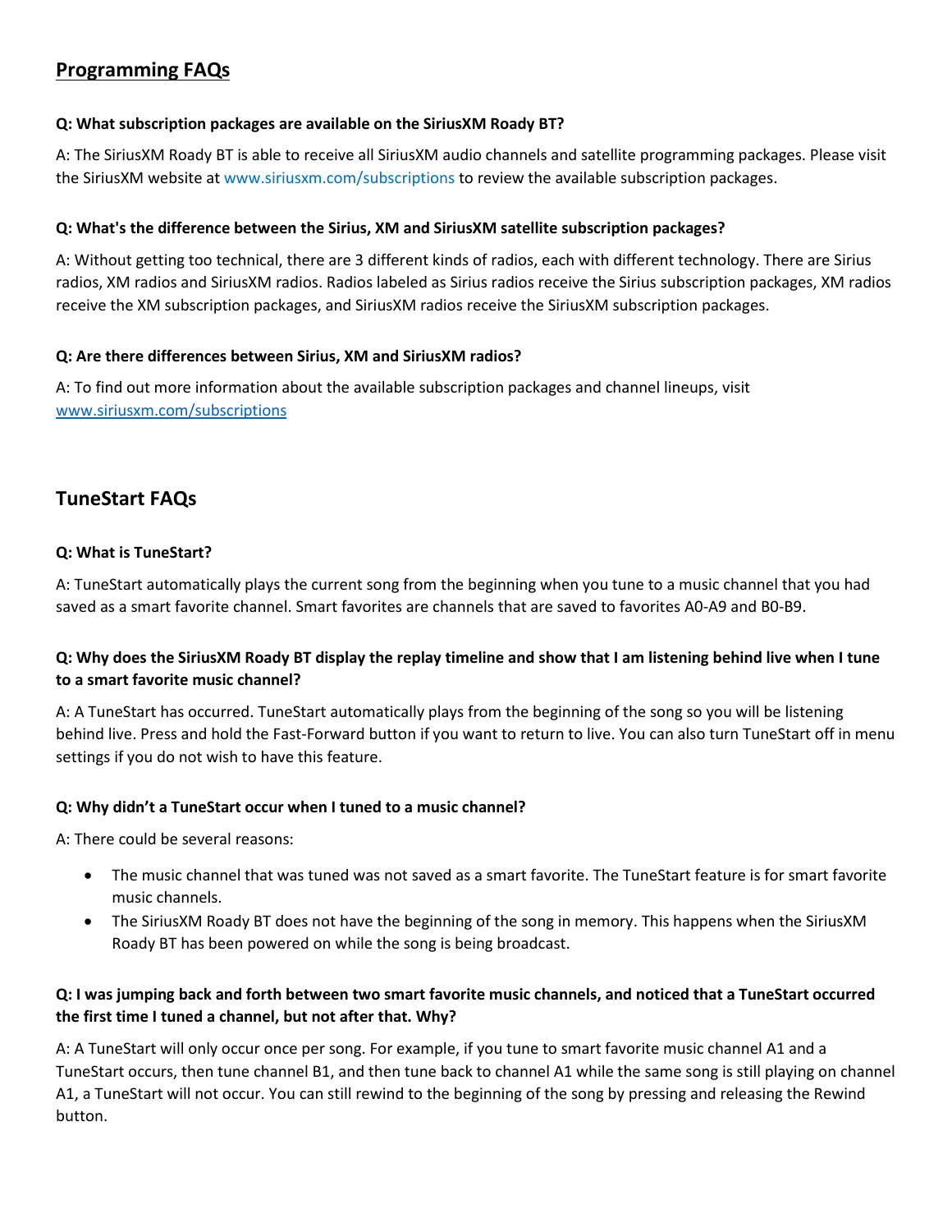## Programming FAQs

**Q: What subscription packages are available on the SiriusXM Roady BT?**

A: The SiriusXM Roady BT is able to receive all SiriusXM audio channels and satellite programming packages. Please visit the SiriusXM website at www.siriusxm.com/subscriptions to review the available subscription packages.

**Q: What's the difference between the Sirius, XM and SiriusXM satellite subscription packages?**

A: Without getting too technical, there are 3 different kinds of radios, each with different technology. There are Sirius radios, XM radios and SiriusXM radios. Radios labeled as Sirius radios receive the Sirius subscription packages, XM radios receive the XM subscription packages, and SiriusXM radios receive the SiriusXM subscription packages.

**Q: Are there differences between Sirius, XM and SiriusXM radios?**

A: To find out more information about the available subscription packages and channel lineups, visit www.siriusxm.com/subscriptions

## TuneStart FAQs

**Q: What is TuneStart?**

A: TuneStart automatically plays the current song from the beginning when you tune to a music channel that you had saved as a smart favorite channel. Smart favorites are channels that are saved to favorites A0-A9 and B0-B9.

**Q: Why does the SiriusXM Roady BT display the replay timeline and show that I am listening behind live when I tune to a smart favorite music channel?**

A: A TuneStart has occurred. TuneStart automatically plays from the beginning of the song so you will be listening behind live. Press and hold the Fast-Forward button if you want to return to live. You can also turn TuneStart off in menu settings if you do not wish to have this feature.

**Q: Why didn't a TuneStart occur when I tuned to a music channel?**

A: There could be several reasons:

- The music channel that was tuned was not saved as a smart favorite. The TuneStart feature is for smart favorite music channels.
- The SiriusXM Roady BT does not have the beginning of the song in memory. This happens when the SiriusXM Roady BT has been powered on while the song is being broadcast.

**Q: I was jumping back and forth between two smart favorite music channels, and noticed that a TuneStart occurred the first time I tuned a channel, but not after that. Why?**

A: A TuneStart will only occur once per song. For example, if you tune to smart favorite music channel A1 and a TuneStart occurs, then tune channel B1, and then tune back to channel A1 while the same song is still playing on channel A1, a TuneStart will not occur. You can still rewind to the beginning of the song by pressing and releasing the Rewind button.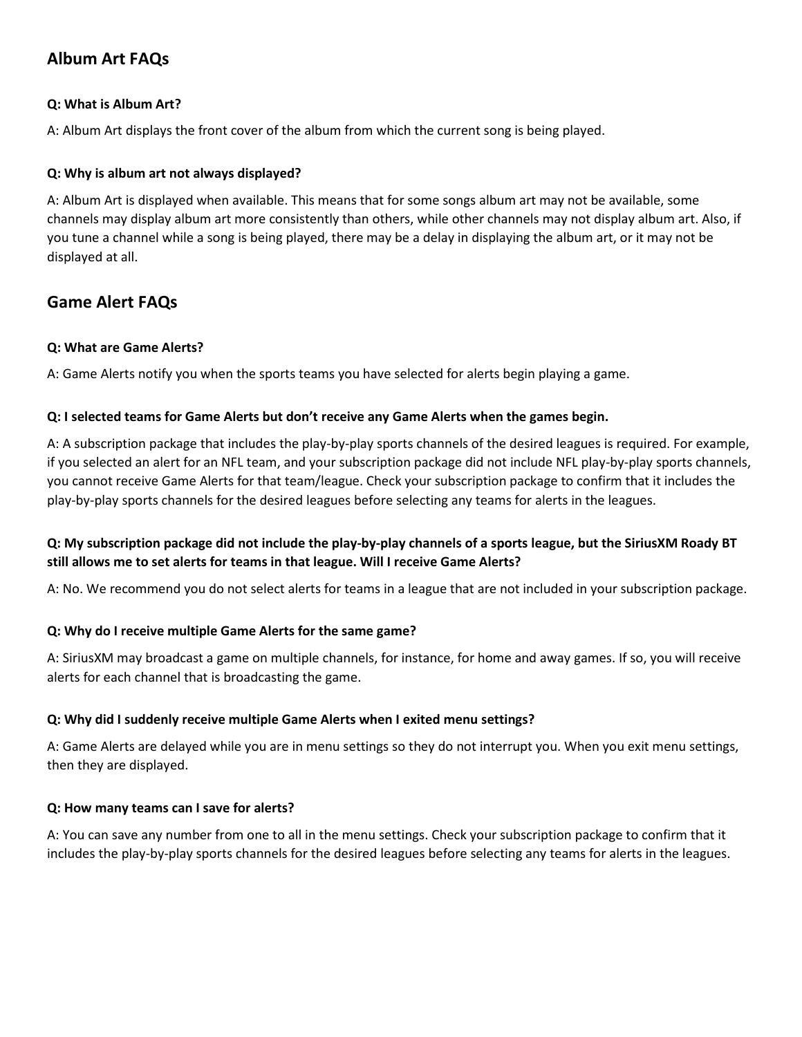## Album Art FAQs

**Q: What is Album Art?**

A: Album Art displays the front cover of the album from which the current song is being played.

**Q: Why is album art not always displayed?**

A: Album Art is displayed when available. This means that for some songs album art may not be available, some channels may display album art more consistently than others, while other channels may not display album art. Also, if you tune a channel while a song is being played, there may be a delay in displaying the album art, or it may not be displayed at all.

## Game Alert FAQs

**Q: What are Game Alerts?**

A: Game Alerts notify you when the sports teams you have selected for alerts begin playing a game.

**Q: I selected teams for Game Alerts but don't receive any Game Alerts when the games begin.**

A: A subscription package that includes the play-by-play sports channels of the desired leagues is required. For example, if you selected an alert for an NFL team, and your subscription package did not include NFL play-by-play sports channels, you cannot receive Game Alerts for that team/league. Check your subscription package to confirm that it includes the play-by-play sports channels for the desired leagues before selecting any teams for alerts in the leagues.

**Q: My subscription package did not include the play-by-play channels of a sports league, but the SiriusXM Roady BT still allows me to set alerts for teams in that league. Will I receive Game Alerts?**

A: No. We recommend you do not select alerts for teams in a league that are not included in your subscription package.

**Q: Why do I receive multiple Game Alerts for the same game?**

A: SiriusXM may broadcast a game on multiple channels, for instance, for home and away games. If so, you will receive alerts for each channel that is broadcasting the game.

**Q: Why did I suddenly receive multiple Game Alerts when I exited menu settings?**

A: Game Alerts are delayed while you are in menu settings so they do not interrupt you. When you exit menu settings, then they are displayed.

**Q: How many teams can I save for alerts?**

A: You can save any number from one to all in the menu settings. Check your subscription package to confirm that it includes the play-by-play sports channels for the desired leagues before selecting any teams for alerts in the leagues.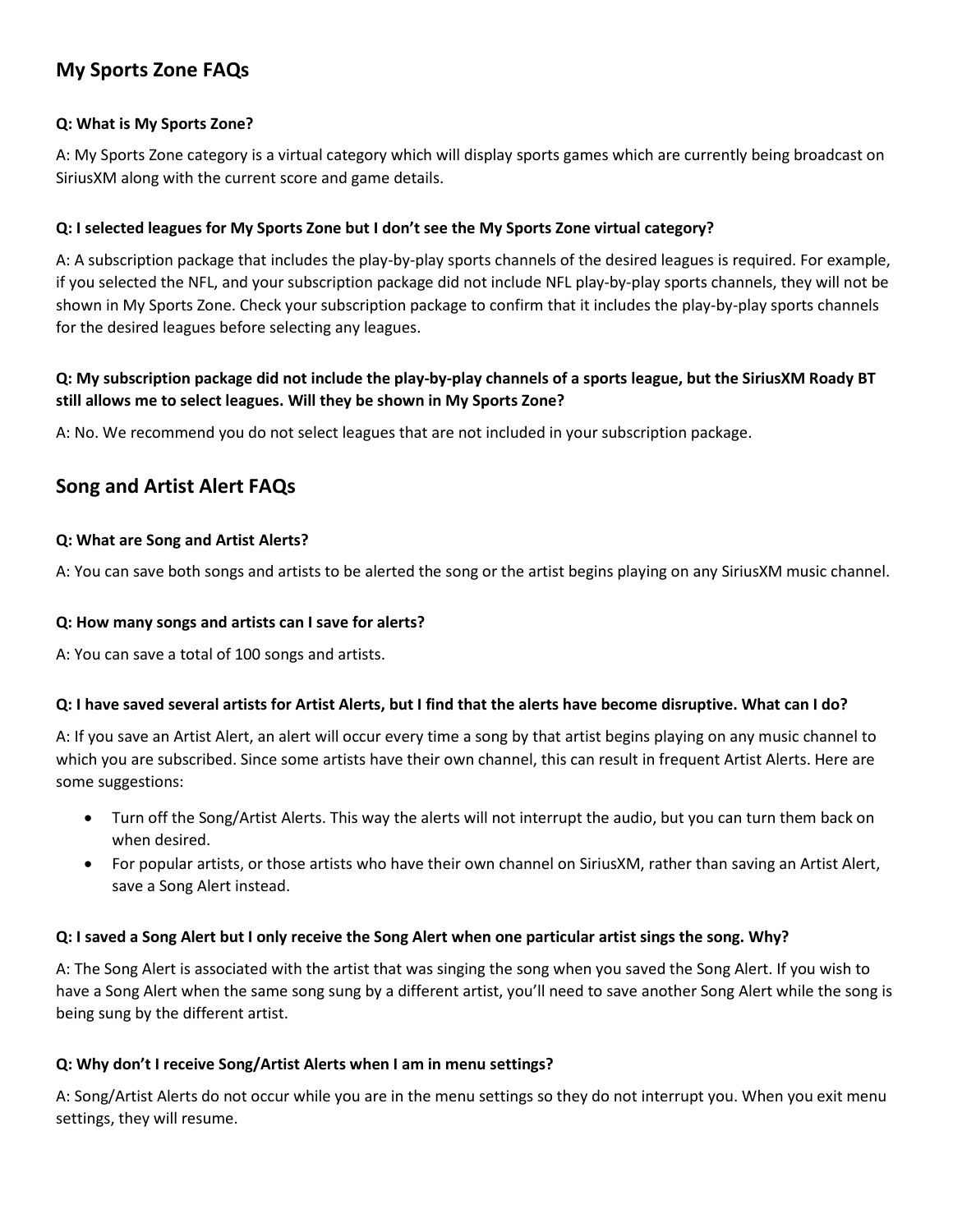## My Sports Zone FAQs

**Q: What is My Sports Zone?**

A: My Sports Zone category is a virtual category which will display sports games which are currently being broadcast on SiriusXM along with the current score and game details.

**Q: I selected leagues for My Sports Zone but I don't see the My Sports Zone virtual category?**

A: A subscription package that includes the play-by-play sports channels of the desired leagues is required. For example, if you selected the NFL, and your subscription package did not include NFL play-by-play sports channels, they will not be shown in My Sports Zone. Check your subscription package to confirm that it includes the play-by-play sports channels for the desired leagues before selecting any leagues.

**Q: My subscription package did not include the play-by-play channels of a sports league, but the SiriusXM Roady BT still allows me to select leagues. Will they be shown in My Sports Zone?**

A: No. We recommend you do not select leagues that are not included in your subscription package.

## Song and Artist Alert FAQs

**Q: What are Song and Artist Alerts?**

A: You can save both songs and artists to be alerted the song or the artist begins playing on any SiriusXM music channel.

**Q: How many songs and artists can I save for alerts?**

A: You can save a total of 100 songs and artists.

**Q: I have saved several artists for Artist Alerts, but I find that the alerts have become disruptive. What can I do?**

A: If you save an Artist Alert, an alert will occur every time a song by that artist begins playing on any music channel to which you are subscribed. Since some artists have their own channel, this can result in frequent Artist Alerts. Here are some suggestions:

- Turn off the Song/Artist Alerts. This way the alerts will not interrupt the audio, but you can turn them back on when desired.
- For popular artists, or those artists who have their own channel on SiriusXM, rather than saving an Artist Alert, save a Song Alert instead.

**Q: I saved a Song Alert but I only receive the Song Alert when one particular artist sings the song. Why?**

A: The Song Alert is associated with the artist that was singing the song when you saved the Song Alert. If you wish to have a Song Alert when the same song sung by a different artist, you'll need to save another Song Alert while the song is being sung by the different artist.

**Q: Why don't I receive Song/Artist Alerts when I am in menu settings?**

A: Song/Artist Alerts do not occur while you are in the menu settings so they do not interrupt you. When you exit menu settings, they will resume.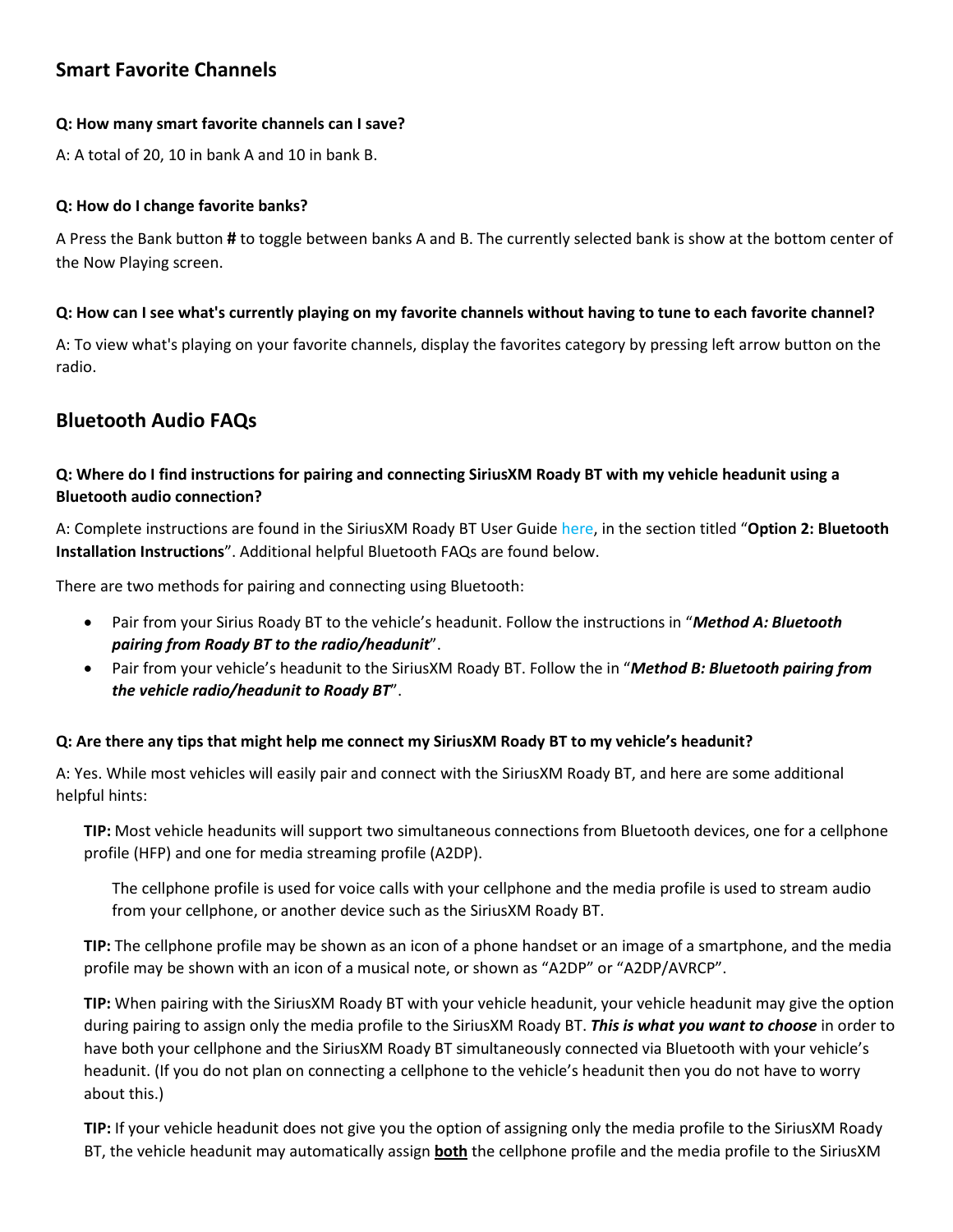## Smart Favorite Channels

**Q: How many smart favorite channels can I save?**

A: A total of 20, 10 in bank A and 10 in bank B.

**Q: How do I change favorite banks?**

A Press the Bank button **#** to toggle between banks A and B. The currently selected bank is show at the bottom center of the Now Playing screen.

**Q: How can I see what's currently playing on my favorite channels without having to tune to each favorite channel?**

A: To view what's playing on your favorite channels, display the favorites category by pressing left arrow button on the radio.

## Bluetooth Audio FAQs

**Q: Where do I find instructions for pairing and connecting SiriusXM Roady BT with my vehicle headunit using a Bluetooth audio connection?**

A: Complete instructions are found in the SiriusXM Roady BT User Guide here, in the section titled "**Option 2: Bluetooth Installation Instructions**". Additional helpful Bluetooth FAQs are found below.

There are two methods for pairing and connecting using Bluetooth:

- Pair from your Sirius Roady BT to the vehicle's headunit. Follow the instructions in "***Method A: Bluetooth pairing from Roady BT to the radio/headunit***".
- Pair from your vehicle's headunit to the SiriusXM Roady BT. Follow the in "***Method B: Bluetooth pairing from the vehicle radio/headunit to Roady BT***".

**Q: Are there any tips that might help me connect my SiriusXM Roady BT to my vehicle's headunit?**

A: Yes. While most vehicles will easily pair and connect with the SiriusXM Roady BT, and here are some additional helpful hints:

**TIP:** Most vehicle headunits will support two simultaneous connections from Bluetooth devices, one for a cellphone profile (HFP) and one for media streaming profile (A2DP).

The cellphone profile is used for voice calls with your cellphone and the media profile is used to stream audio from your cellphone, or another device such as the SiriusXM Roady BT.

**TIP:** The cellphone profile may be shown as an icon of a phone handset or an image of a smartphone, and the media profile may be shown with an icon of a musical note, or shown as "A2DP" or "A2DP/AVRCP".

**TIP:** When pairing with the SiriusXM Roady BT with your vehicle headunit, your vehicle headunit may give the option during pairing to assign only the media profile to the SiriusXM Roady BT. ***This is what you want to choose*** in order to have both your cellphone and the SiriusXM Roady BT simultaneously connected via Bluetooth with your vehicle's headunit. (If you do not plan on connecting a cellphone to the vehicle's headunit then you do not have to worry about this.)

**TIP:** If your vehicle headunit does not give you the option of assigning only the media profile to the SiriusXM Roady BT, the vehicle headunit may automatically assign **both** the cellphone profile and the media profile to the SiriusXM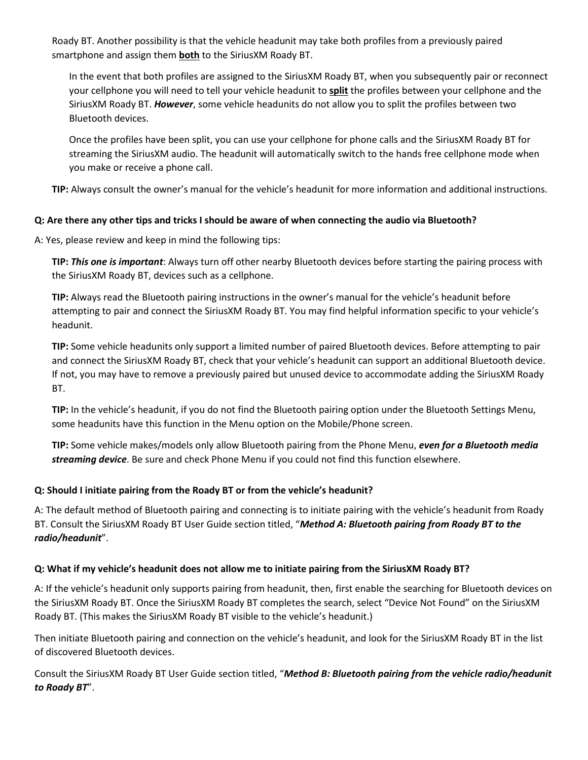Roady BT. Another possibility is that the vehicle headunit may take both profiles from a previously paired smartphone and assign them **both** to the SiriusXM Roady BT.

In the event that both profiles are assigned to the SiriusXM Roady BT, when you subsequently pair or reconnect your cellphone you will need to tell your vehicle headunit to **split** the profiles between your cellphone and the SiriusXM Roady BT. ***However***, some vehicle headunits do not allow you to split the profiles between two Bluetooth devices.

Once the profiles have been split, you can use your cellphone for phone calls and the SiriusXM Roady BT for streaming the SiriusXM audio. The headunit will automatically switch to the hands free cellphone mode when you make or receive a phone call.

**TIP:** Always consult the owner's manual for the vehicle's headunit for more information and additional instructions.

**Q: Are there any other tips and tricks I should be aware of when connecting the audio via Bluetooth?**

A: Yes, please review and keep in mind the following tips:

**TIP:** ***This one is important***: Always turn off other nearby Bluetooth devices before starting the pairing process with the SiriusXM Roady BT, devices such as a cellphone.

**TIP:** Always read the Bluetooth pairing instructions in the owner's manual for the vehicle's headunit before attempting to pair and connect the SiriusXM Roady BT. You may find helpful information specific to your vehicle's headunit.

**TIP:** Some vehicle headunits only support a limited number of paired Bluetooth devices. Before attempting to pair and connect the SiriusXM Roady BT, check that your vehicle's headunit can support an additional Bluetooth device. If not, you may have to remove a previously paired but unused device to accommodate adding the SiriusXM Roady BT.

**TIP:** In the vehicle's headunit, if you do not find the Bluetooth pairing option under the Bluetooth Settings Menu, some headunits have this function in the Menu option on the Mobile/Phone screen.

**TIP:** Some vehicle makes/models only allow Bluetooth pairing from the Phone Menu, ***even for a Bluetooth media streaming device***. Be sure and check Phone Menu if you could not find this function elsewhere.

**Q: Should I initiate pairing from the Roady BT or from the vehicle's headunit?**

A: The default method of Bluetooth pairing and connecting is to initiate pairing with the vehicle's headunit from Roady BT. Consult the SiriusXM Roady BT User Guide section titled, "***Method A: Bluetooth pairing from Roady BT to the radio/headunit***".

**Q: What if my vehicle's headunit does not allow me to initiate pairing from the SiriusXM Roady BT?**

A: If the vehicle's headunit only supports pairing from headunit, then, first enable the searching for Bluetooth devices on the SiriusXM Roady BT. Once the SiriusXM Roady BT completes the search, select "Device Not Found" on the SiriusXM Roady BT. (This makes the SiriusXM Roady BT visible to the vehicle's headunit.)

Then initiate Bluetooth pairing and connection on the vehicle's headunit, and look for the SiriusXM Roady BT in the list of discovered Bluetooth devices.

Consult the SiriusXM Roady BT User Guide section titled, "***Method B: Bluetooth pairing from the vehicle radio/headunit to Roady BT***".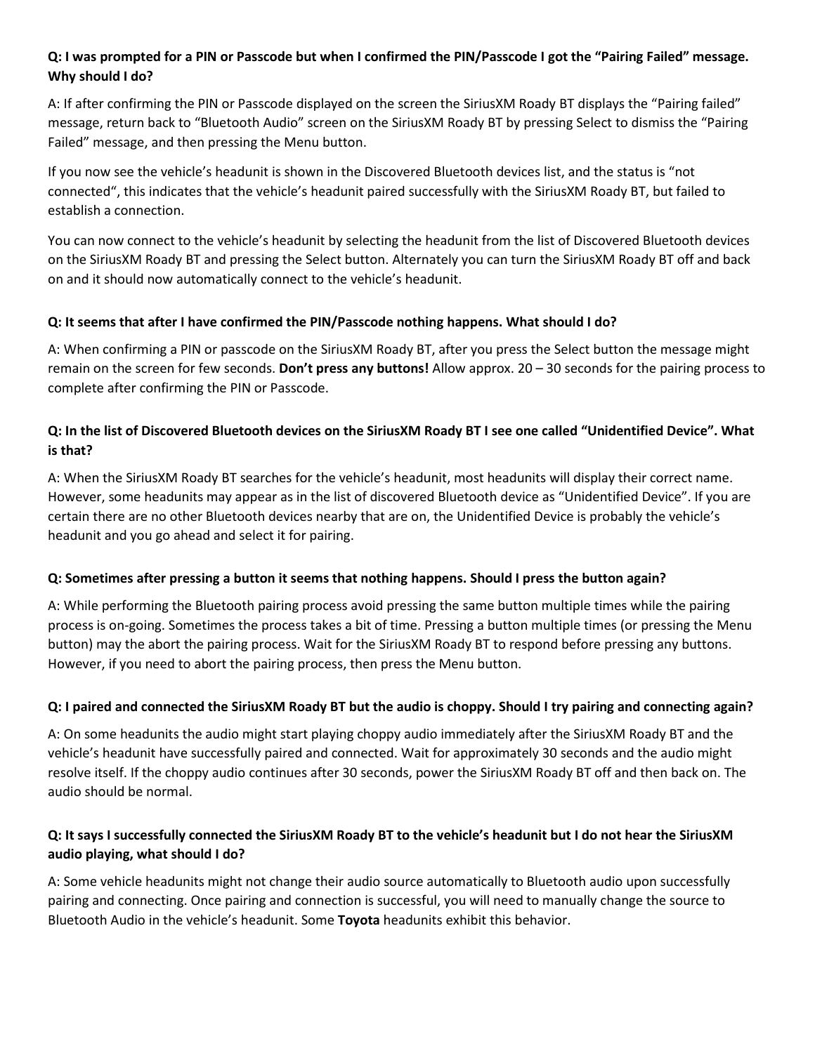**Q: I was prompted for a PIN or Passcode but when I confirmed the PIN/Passcode I got the "Pairing Failed" message. Why should I do?**

A: If after confirming the PIN or Passcode displayed on the screen the SiriusXM Roady BT displays the "Pairing failed" message, return back to "Bluetooth Audio" screen on the SiriusXM Roady BT by pressing Select to dismiss the "Pairing Failed" message, and then pressing the Menu button.

If you now see the vehicle's headunit is shown in the Discovered Bluetooth devices list, and the status is "not connected", this indicates that the vehicle's headunit paired successfully with the SiriusXM Roady BT, but failed to establish a connection.

You can now connect to the vehicle's headunit by selecting the headunit from the list of Discovered Bluetooth devices on the SiriusXM Roady BT and pressing the Select button. Alternately you can turn the SiriusXM Roady BT off and back on and it should now automatically connect to the vehicle's headunit.

**Q: It seems that after I have confirmed the PIN/Passcode nothing happens. What should I do?**

A: When confirming a PIN or passcode on the SiriusXM Roady BT, after you press the Select button the message might remain on the screen for few seconds. **Don't press any buttons!** Allow approx. 20 – 30 seconds for the pairing process to complete after confirming the PIN or Passcode.

**Q: In the list of Discovered Bluetooth devices on the SiriusXM Roady BT I see one called "Unidentified Device". What is that?**

A: When the SiriusXM Roady BT searches for the vehicle's headunit, most headunits will display their correct name. However, some headunits may appear as in the list of discovered Bluetooth device as "Unidentified Device". If you are certain there are no other Bluetooth devices nearby that are on, the Unidentified Device is probably the vehicle's headunit and you go ahead and select it for pairing.

**Q: Sometimes after pressing a button it seems that nothing happens. Should I press the button again?**

A: While performing the Bluetooth pairing process avoid pressing the same button multiple times while the pairing process is on-going. Sometimes the process takes a bit of time. Pressing a button multiple times (or pressing the Menu button) may the abort the pairing process. Wait for the SiriusXM Roady BT to respond before pressing any buttons. However, if you need to abort the pairing process, then press the Menu button.

**Q: I paired and connected the SiriusXM Roady BT but the audio is choppy. Should I try pairing and connecting again?**

A: On some headunits the audio might start playing choppy audio immediately after the SiriusXM Roady BT and the vehicle's headunit have successfully paired and connected. Wait for approximately 30 seconds and the audio might resolve itself. If the choppy audio continues after 30 seconds, power the SiriusXM Roady BT off and then back on. The audio should be normal.

**Q: It says I successfully connected the SiriusXM Roady BT to the vehicle's headunit but I do not hear the SiriusXM audio playing, what should I do?**

A: Some vehicle headunits might not change their audio source automatically to Bluetooth audio upon successfully pairing and connecting. Once pairing and connection is successful, you will need to manually change the source to Bluetooth Audio in the vehicle's headunit. Some **Toyota** headunits exhibit this behavior.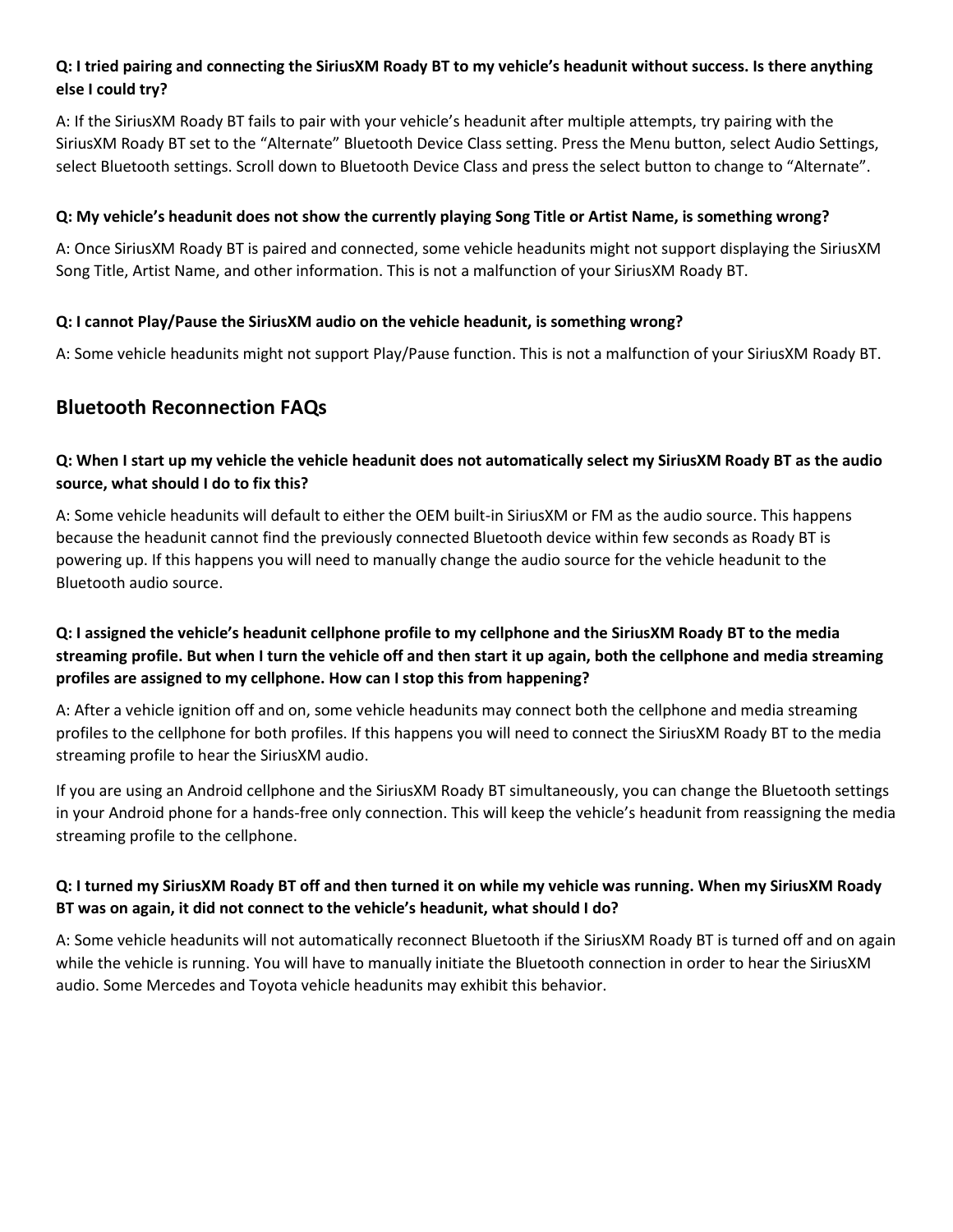**Q: I tried pairing and connecting the SiriusXM Roady BT to my vehicle's headunit without success. Is there anything else I could try?**

A: If the SiriusXM Roady BT fails to pair with your vehicle's headunit after multiple attempts, try pairing with the SiriusXM Roady BT set to the "Alternate" Bluetooth Device Class setting. Press the Menu button, select Audio Settings, select Bluetooth settings. Scroll down to Bluetooth Device Class and press the select button to change to "Alternate".

**Q: My vehicle's headunit does not show the currently playing Song Title or Artist Name, is something wrong?**

A: Once SiriusXM Roady BT is paired and connected, some vehicle headunits might not support displaying the SiriusXM Song Title, Artist Name, and other information. This is not a malfunction of your SiriusXM Roady BT.

**Q: I cannot Play/Pause the SiriusXM audio on the vehicle headunit, is something wrong?**

A: Some vehicle headunits might not support Play/Pause function. This is not a malfunction of your SiriusXM Roady BT.

## Bluetooth Reconnection FAQs

**Q: When I start up my vehicle the vehicle headunit does not automatically select my SiriusXM Roady BT as the audio source, what should I do to fix this?**

A: Some vehicle headunits will default to either the OEM built-in SiriusXM or FM as the audio source. This happens because the headunit cannot find the previously connected Bluetooth device within few seconds as Roady BT is powering up. If this happens you will need to manually change the audio source for the vehicle headunit to the Bluetooth audio source.

**Q: I assigned the vehicle's headunit cellphone profile to my cellphone and the SiriusXM Roady BT to the media streaming profile. But when I turn the vehicle off and then start it up again, both the cellphone and media streaming profiles are assigned to my cellphone. How can I stop this from happening?**

A: After a vehicle ignition off and on, some vehicle headunits may connect both the cellphone and media streaming profiles to the cellphone for both profiles. If this happens you will need to connect the SiriusXM Roady BT to the media streaming profile to hear the SiriusXM audio.

If you are using an Android cellphone and the SiriusXM Roady BT simultaneously, you can change the Bluetooth settings in your Android phone for a hands-free only connection. This will keep the vehicle's headunit from reassigning the media streaming profile to the cellphone.

**Q: I turned my SiriusXM Roady BT off and then turned it on while my vehicle was running. When my SiriusXM Roady BT was on again, it did not connect to the vehicle's headunit, what should I do?**

A: Some vehicle headunits will not automatically reconnect Bluetooth if the SiriusXM Roady BT is turned off and on again while the vehicle is running. You will have to manually initiate the Bluetooth connection in order to hear the SiriusXM audio. Some Mercedes and Toyota vehicle headunits may exhibit this behavior.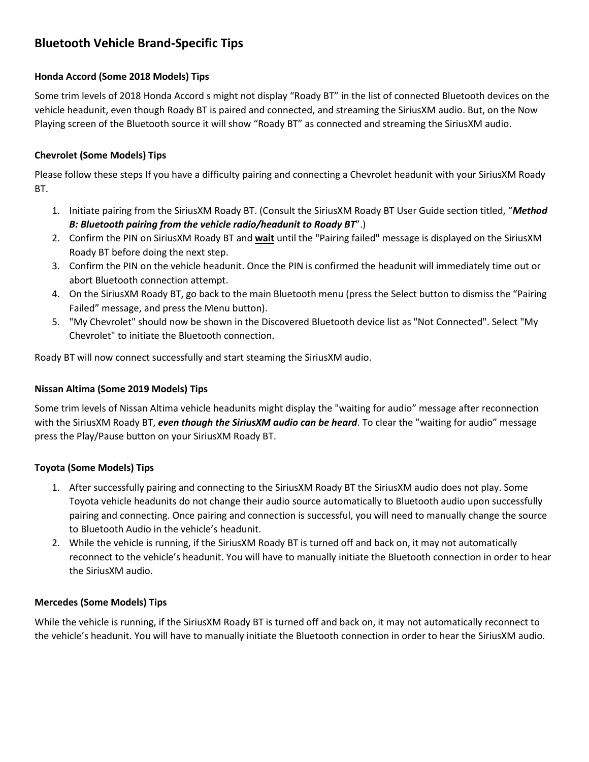## Bluetooth Vehicle Brand-Specific Tips

### Honda Accord (Some 2018 Models) Tips

Some trim levels of 2018 Honda Accord s might not display "Roady BT" in the list of connected Bluetooth devices on the vehicle headunit, even though Roady BT is paired and connected, and streaming the SiriusXM audio. But, on the Now Playing screen of the Bluetooth source it will show "Roady BT" as connected and streaming the SiriusXM audio.

### Chevrolet (Some Models) Tips

Please follow these steps If you have a difficulty pairing and connecting a Chevrolet headunit with your SiriusXM Roady BT.

1. Initiate pairing from the SiriusXM Roady BT. (Consult the SiriusXM Roady BT User Guide section titled, "***Method B: Bluetooth pairing from the vehicle radio/headunit to Roady BT***".)
2. Confirm the PIN on SiriusXM Roady BT and **<u>wait</u>** until the "Pairing failed" message is displayed on the SiriusXM Roady BT before doing the next step.
3. Confirm the PIN on the vehicle headunit. Once the PIN is confirmed the headunit will immediately time out or abort Bluetooth connection attempt.
4. On the SiriusXM Roady BT, go back to the main Bluetooth menu (press the Select button to dismiss the "Pairing Failed" message, and press the Menu button).
5. "My Chevrolet" should now be shown in the Discovered Bluetooth device list as "Not Connected". Select "My Chevrolet" to initiate the Bluetooth connection.

Roady BT will now connect successfully and start steaming the SiriusXM audio.

### Nissan Altima (Some 2019 Models) Tips

Some trim levels of Nissan Altima vehicle headunits might display the "waiting for audio" message after reconnection with the SiriusXM Roady BT, ***even though the SiriusXM audio can be heard***. To clear the "waiting for audio" message press the Play/Pause button on your SiriusXM Roady BT.

### Toyota (Some Models) Tips

1. After successfully pairing and connecting to the SiriusXM Roady BT the SiriusXM audio does not play. Some Toyota vehicle headunits do not change their audio source automatically to Bluetooth audio upon successfully pairing and connecting. Once pairing and connection is successful, you will need to manually change the source to Bluetooth Audio in the vehicle's headunit.
2. While the vehicle is running, if the SiriusXM Roady BT is turned off and back on, it may not automatically reconnect to the vehicle's headunit. You will have to manually initiate the Bluetooth connection in order to hear the SiriusXM audio.

### Mercedes (Some Models) Tips

While the vehicle is running, if the SiriusXM Roady BT is turned off and back on, it may not automatically reconnect to the vehicle's headunit. You will have to manually initiate the Bluetooth connection in order to hear the SiriusXM audio.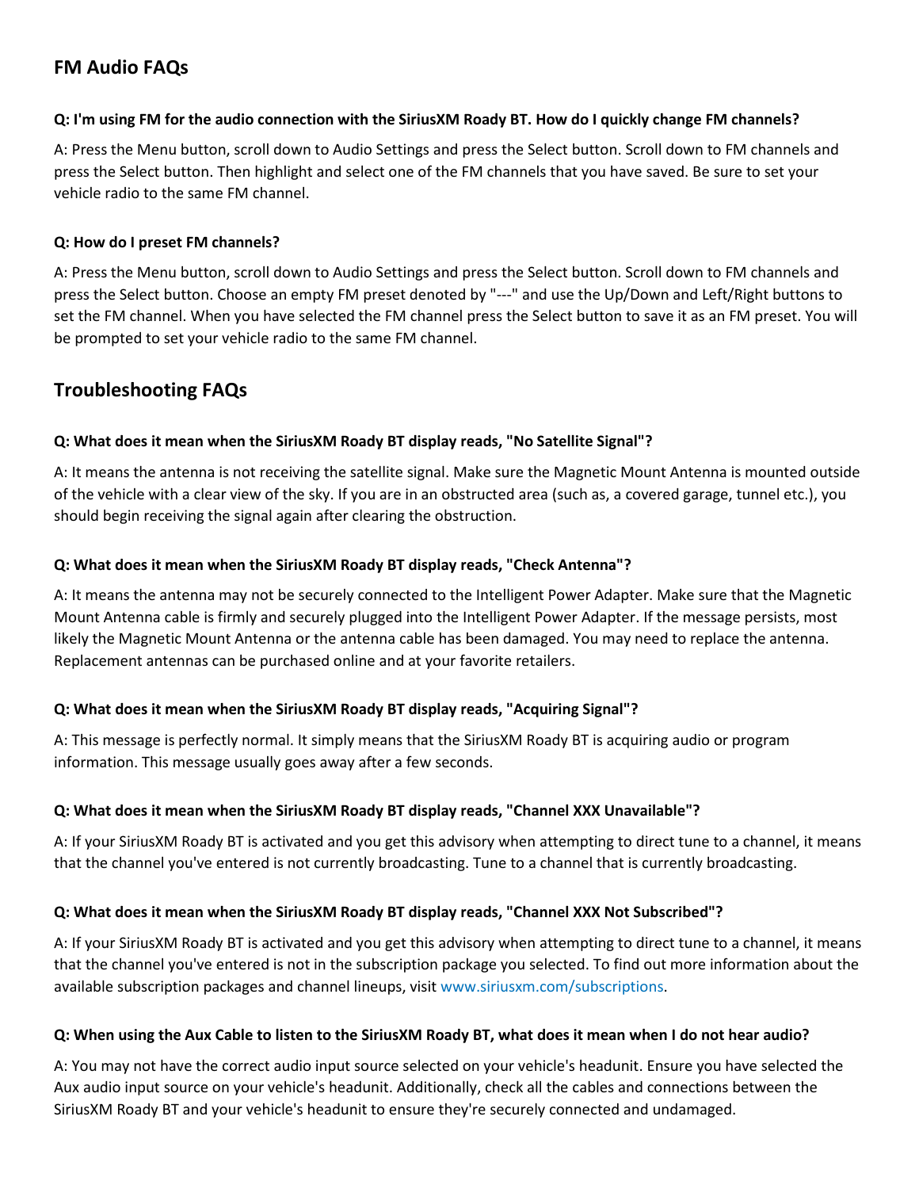## FM Audio FAQs

**Q: I'm using FM for the audio connection with the SiriusXM Roady BT. How do I quickly change FM channels?**

A: Press the Menu button, scroll down to Audio Settings and press the Select button. Scroll down to FM channels and press the Select button. Then highlight and select one of the FM channels that you have saved. Be sure to set your vehicle radio to the same FM channel.

**Q: How do I preset FM channels?**

A: Press the Menu button, scroll down to Audio Settings and press the Select button. Scroll down to FM channels and press the Select button. Choose an empty FM preset denoted by "---" and use the Up/Down and Left/Right buttons to set the FM channel. When you have selected the FM channel press the Select button to save it as an FM preset. You will be prompted to set your vehicle radio to the same FM channel.

## Troubleshooting FAQs

**Q: What does it mean when the SiriusXM Roady BT display reads, "No Satellite Signal"?**

A: It means the antenna is not receiving the satellite signal. Make sure the Magnetic Mount Antenna is mounted outside of the vehicle with a clear view of the sky. If you are in an obstructed area (such as, a covered garage, tunnel etc.), you should begin receiving the signal again after clearing the obstruction.

**Q: What does it mean when the SiriusXM Roady BT display reads, "Check Antenna"?**

A: It means the antenna may not be securely connected to the Intelligent Power Adapter. Make sure that the Magnetic Mount Antenna cable is firmly and securely plugged into the Intelligent Power Adapter. If the message persists, most likely the Magnetic Mount Antenna or the antenna cable has been damaged. You may need to replace the antenna. Replacement antennas can be purchased online and at your favorite retailers.

**Q: What does it mean when the SiriusXM Roady BT display reads, "Acquiring Signal"?**

A: This message is perfectly normal. It simply means that the SiriusXM Roady BT is acquiring audio or program information. This message usually goes away after a few seconds.

**Q: What does it mean when the SiriusXM Roady BT display reads, "Channel XXX Unavailable"?**

A: If your SiriusXM Roady BT is activated and you get this advisory when attempting to direct tune to a channel, it means that the channel you've entered is not currently broadcasting. Tune to a channel that is currently broadcasting.

**Q: What does it mean when the SiriusXM Roady BT display reads, "Channel XXX Not Subscribed"?**

A: If your SiriusXM Roady BT is activated and you get this advisory when attempting to direct tune to a channel, it means that the channel you've entered is not in the subscription package you selected. To find out more information about the available subscription packages and channel lineups, visit www.siriusxm.com/subscriptions.

**Q: When using the Aux Cable to listen to the SiriusXM Roady BT, what does it mean when I do not hear audio?**

A: You may not have the correct audio input source selected on your vehicle's headunit. Ensure you have selected the Aux audio input source on your vehicle's headunit. Additionally, check all the cables and connections between the SiriusXM Roady BT and your vehicle's headunit to ensure they're securely connected and undamaged.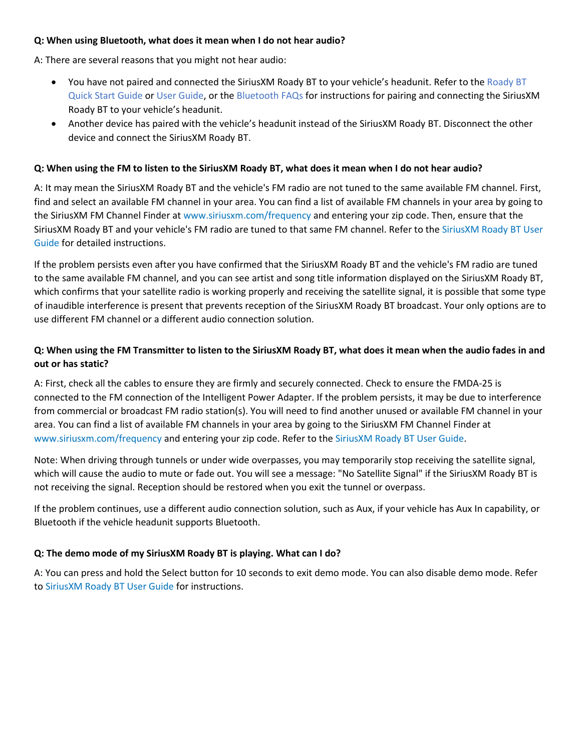**Q: When using Bluetooth, what does it mean when I do not hear audio?**

A: There are several reasons that you might not hear audio:

- You have not paired and connected the SiriusXM Roady BT to your vehicle's headunit. Refer to the Roady BT Quick Start Guide or User Guide, or the Bluetooth FAQs for instructions for pairing and connecting the SiriusXM Roady BT to your vehicle's headunit.
- Another device has paired with the vehicle's headunit instead of the SiriusXM Roady BT. Disconnect the other device and connect the SiriusXM Roady BT.

**Q: When using the FM to listen to the SiriusXM Roady BT, what does it mean when I do not hear audio?**

A: It may mean the SiriusXM Roady BT and the vehicle's FM radio are not tuned to the same available FM channel. First, find and select an available FM channel in your area. You can find a list of available FM channels in your area by going to the SiriusXM FM Channel Finder at www.siriusxm.com/frequency and entering your zip code. Then, ensure that the SiriusXM Roady BT and your vehicle's FM radio are tuned to that same FM channel. Refer to the SiriusXM Roady BT User Guide for detailed instructions.

If the problem persists even after you have confirmed that the SiriusXM Roady BT and the vehicle's FM radio are tuned to the same available FM channel, and you can see artist and song title information displayed on the SiriusXM Roady BT, which confirms that your satellite radio is working properly and receiving the satellite signal, it is possible that some type of inaudible interference is present that prevents reception of the SiriusXM Roady BT broadcast. Your only options are to use different FM channel or a different audio connection solution.

**Q: When using the FM Transmitter to listen to the SiriusXM Roady BT, what does it mean when the audio fades in and out or has static?**

A: First, check all the cables to ensure they are firmly and securely connected. Check to ensure the FMDA-25 is connected to the FM connection of the Intelligent Power Adapter. If the problem persists, it may be due to interference from commercial or broadcast FM radio station(s). You will need to find another unused or available FM channel in your area. You can find a list of available FM channels in your area by going to the SiriusXM FM Channel Finder at www.siriusxm.com/frequency and entering your zip code. Refer to the SiriusXM Roady BT User Guide.

Note: When driving through tunnels or under wide overpasses, you may temporarily stop receiving the satellite signal, which will cause the audio to mute or fade out. You will see a message: "No Satellite Signal" if the SiriusXM Roady BT is not receiving the signal. Reception should be restored when you exit the tunnel or overpass.

If the problem continues, use a different audio connection solution, such as Aux, if your vehicle has Aux In capability, or Bluetooth if the vehicle headunit supports Bluetooth.

**Q: The demo mode of my SiriusXM Roady BT is playing. What can I do?**

A: You can press and hold the Select button for 10 seconds to exit demo mode. You can also disable demo mode. Refer to SiriusXM Roady BT User Guide for instructions.